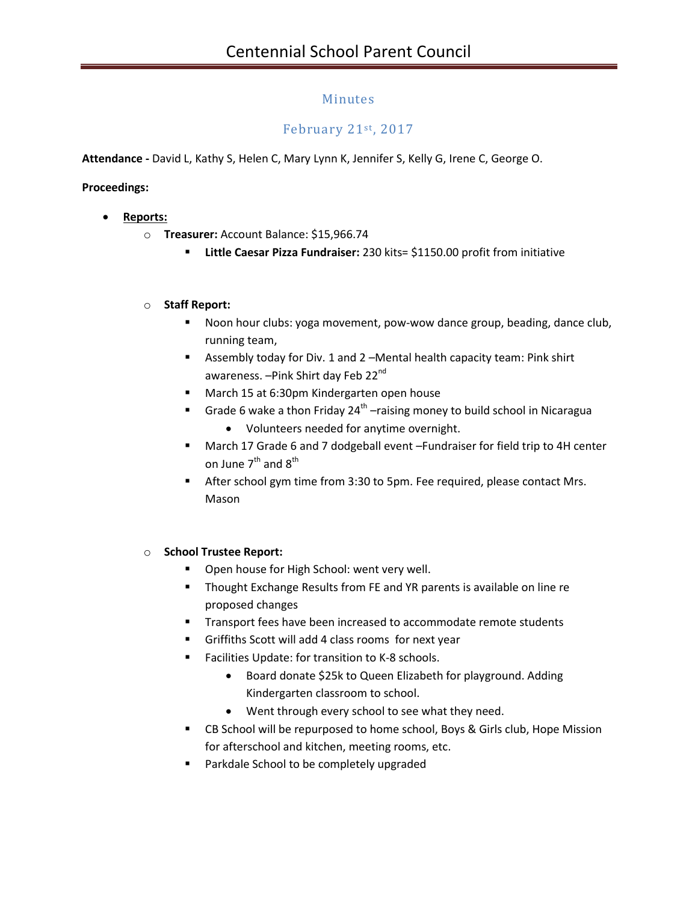# Centennial School Parent Council

## Minutes

### February 21st, 2017

**Attendance -** David L, Kathy S, Helen C, Mary Lynn K, Jennifer S, Kelly G, Irene C, George O.

**Proceedings:**

- **Reports:**
  - **Treasurer:** Account Balance: $15,966.74
    - **Little Caesar Pizza Fundraiser:** 230 kits= $1150.00 profit from initiative
  - **Staff Report:**
    - Noon hour clubs: yoga movement, pow-wow dance group, beading, dance club, running team,
    - Assembly today for Div. 1 and 2 –Mental health capacity team: Pink shirt awareness. –Pink Shirt day Feb 22nd
    - March 15 at 6:30pm Kindergarten open house
    - Grade 6 wake a thon Friday 24th –raising money to build school in Nicaragua
      - Volunteers needed for anytime overnight.
    - March 17 Grade 6 and 7 dodgeball event –Fundraiser for field trip to 4H center on June 7th and 8th
    - After school gym time from 3:30 to 5pm. Fee required, please contact Mrs. Mason
  - **School Trustee Report:**
    - Open house for High School: went very well.
    - Thought Exchange Results from FE and YR parents is available on line re proposed changes
    - Transport fees have been increased to accommodate remote students
    - Griffiths Scott will add 4 class rooms for next year
    - Facilities Update: for transition to K-8 schools.
      - Board donate $25k to Queen Elizabeth for playground. Adding Kindergarten classroom to school.
      - Went through every school to see what they need.
    - CB School will be repurposed to home school, Boys & Girls club, Hope Mission for afterschool and kitchen, meeting rooms, etc.
    - Parkdale School to be completely upgraded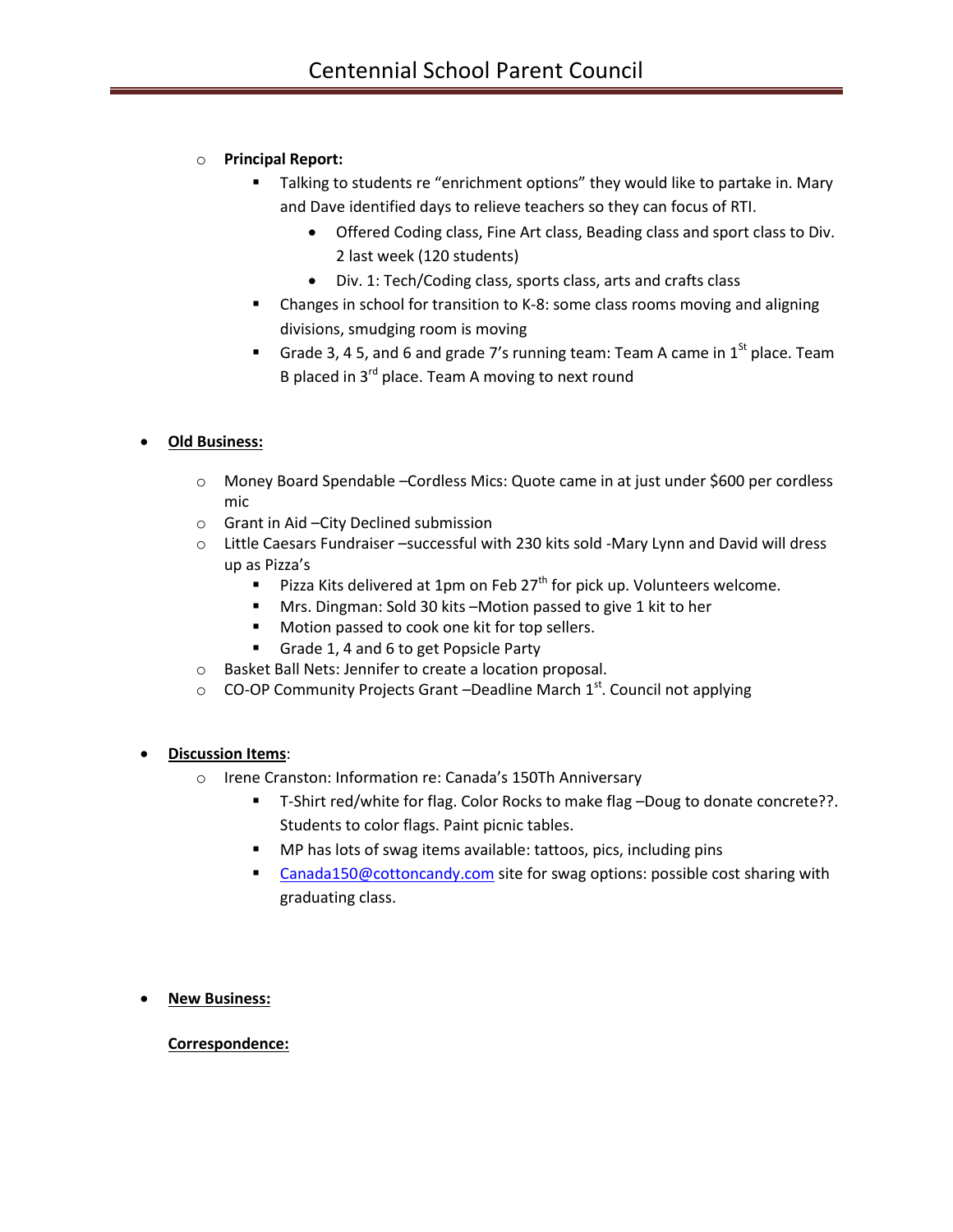- **Principal Report:**
  - Talking to students re "enrichment options" they would like to partake in. Mary and Dave identified days to relieve teachers so they can focus of RTI.
    - Offered Coding class, Fine Art class, Beading class and sport class to Div. 2 last week (120 students)
    - Div. 1: Tech/Coding class, sports class, arts and crafts class
  - Changes in school for transition to K-8: some class rooms moving and aligning divisions, smudging room is moving
  - Grade 3, 4 5, and 6 and grade 7's running team: Team A came in 1St place. Team B placed in 3rd place. Team A moving to next round

- **Old Business:**
  - Money Board Spendable –Cordless Mics: Quote came in at just under $600 per cordless mic
  - Grant in Aid –City Declined submission
  - Little Caesars Fundraiser –successful with 230 kits sold -Mary Lynn and David will dress up as Pizza's
    - Pizza Kits delivered at 1pm on Feb 27th for pick up. Volunteers welcome.
    - Mrs. Dingman: Sold 30 kits –Motion passed to give 1 kit to her
    - Motion passed to cook one kit for top sellers.
    - Grade 1, 4 and 6 to get Popsicle Party
  - Basket Ball Nets: Jennifer to create a location proposal.
  - CO-OP Community Projects Grant –Deadline March 1st. Council not applying

- **Discussion Items**:
  - Irene Cranston: Information re: Canada's 150Th Anniversary
    - T-Shirt red/white for flag. Color Rocks to make flag –Doug to donate concrete??. Students to color flags. Paint picnic tables.
    - MP has lots of swag items available: tattoos, pics, including pins
    - Canada150@cottoncandy.com site for swag options: possible cost sharing with graduating class.

- **New Business:**

  **Correspondence:**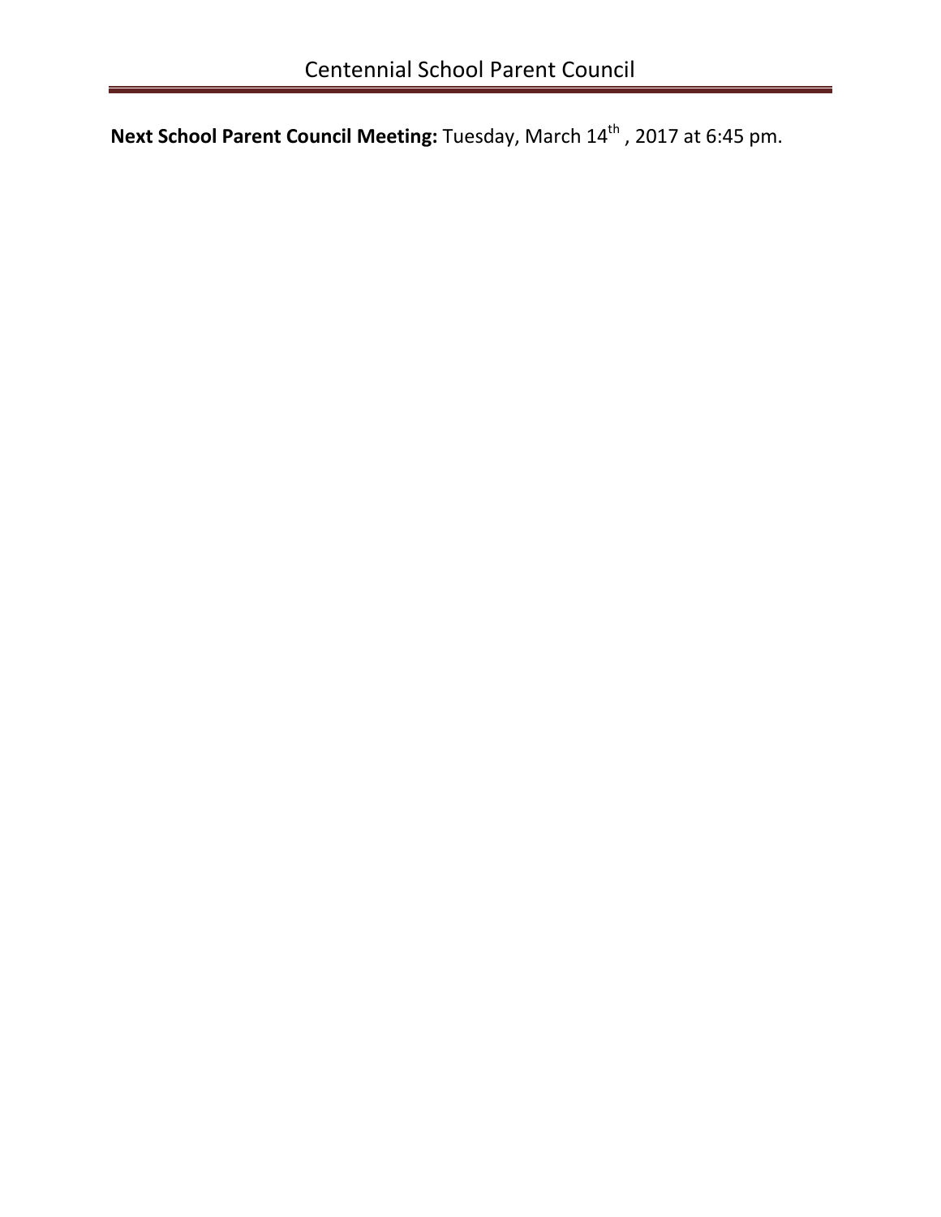**Next School Parent Council Meeting:** Tuesday, March 14th , 2017 at 6:45 pm.